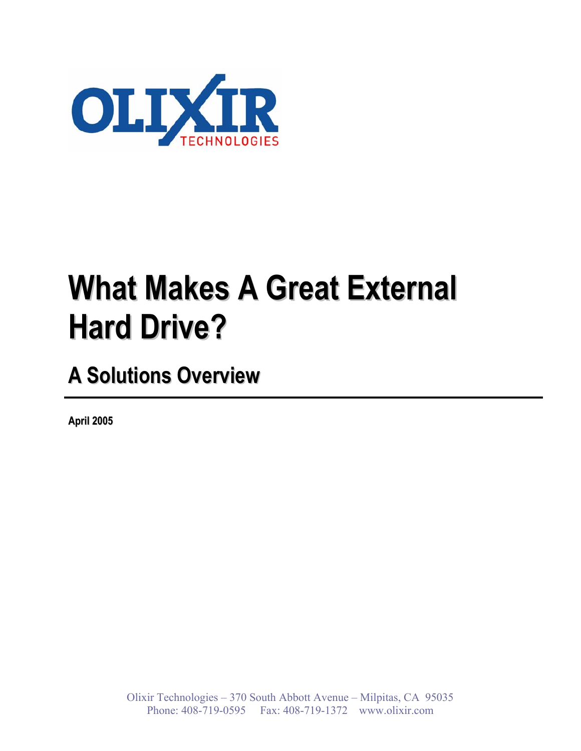OLIXIR TECHNOLOGIES

# What Makes A Great External Hard Drive?

## A Solutions Overview

**April 2005**

Olixir Technologies – 370 South Abbott Avenue – Milpitas, CA 95035
Phone: 408-719-0595 Fax: 408-719-1372 www.olixir.com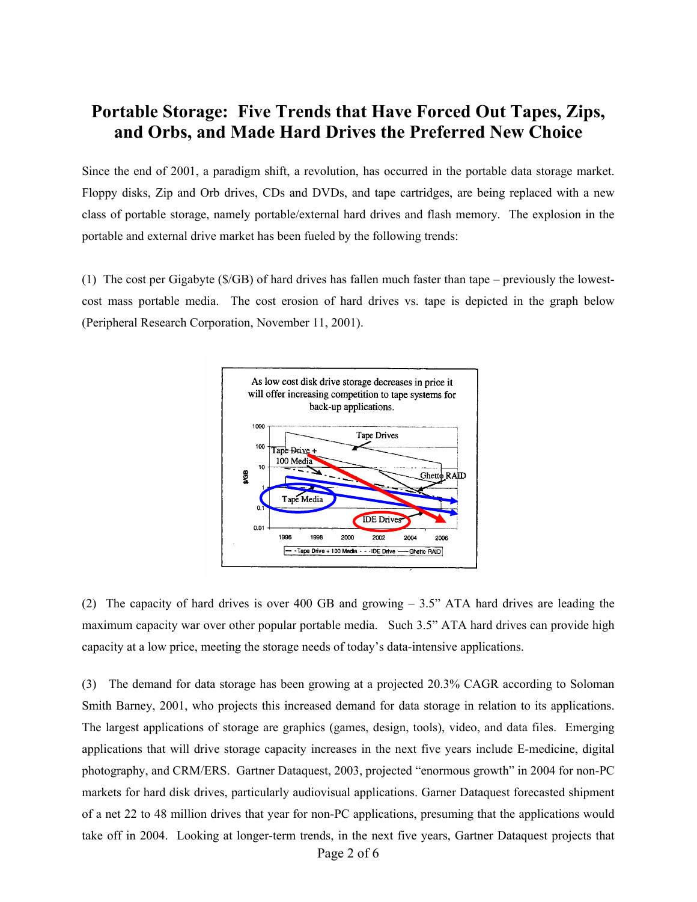# Portable Storage: Five Trends that Have Forced Out Tapes, Zips, and Orbs, and Made Hard Drives the Preferred New Choice

Since the end of 2001, a paradigm shift, a revolution, has occurred in the portable data storage market. Floppy disks, Zip and Orb drives, CDs and DVDs, and tape cartridges, are being replaced with a new class of portable storage, namely portable/external hard drives and flash memory. The explosion in the portable and external drive market has been fueled by the following trends:

(1) The cost per Gigabyte ($/GB) of hard drives has fallen much faster than tape – previously the lowest-cost mass portable media. The cost erosion of hard drives vs. tape is depicted in the graph below (Peripheral Research Corporation, November 11, 2001).

(2) The capacity of hard drives is over 400 GB and growing – 3.5" ATA hard drives are leading the maximum capacity war over other popular portable media. Such 3.5" ATA hard drives can provide high capacity at a low price, meeting the storage needs of today's data-intensive applications.

(3) The demand for data storage has been growing at a projected 20.3% CAGR according to Soloman Smith Barney, 2001, who projects this increased demand for data storage in relation to its applications. The largest applications of storage are graphics (games, design, tools), video, and data files. Emerging applications that will drive storage capacity increases in the next five years include E-medicine, digital photography, and CRM/ERS. Gartner Dataquest, 2003, projected "enormous growth" in 2004 for non-PC markets for hard disk drives, particularly audiovisual applications. Garner Dataquest forecasted shipment of a net 22 to 48 million drives that year for non-PC applications, presuming that the applications would take off in 2004. Looking at longer-term trends, in the next five years, Gartner Dataquest projects that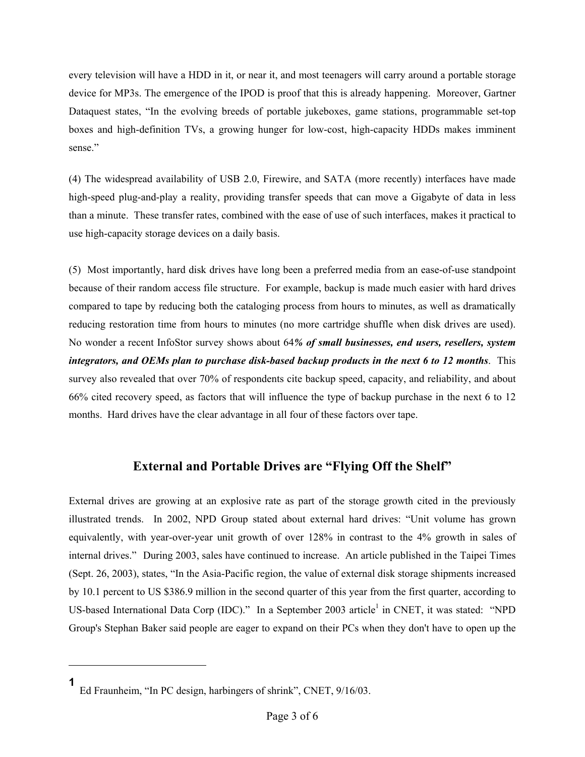every television will have a HDD in it, or near it, and most teenagers will carry around a portable storage device for MP3s. The emergence of the IPOD is proof that this is already happening. Moreover, Gartner Dataquest states, "In the evolving breeds of portable jukeboxes, game stations, programmable set-top boxes and high-definition TVs, a growing hunger for low-cost, high-capacity HDDs makes imminent sense."

(4) The widespread availability of USB 2.0, Firewire, and SATA (more recently) interfaces have made high-speed plug-and-play a reality, providing transfer speeds that can move a Gigabyte of data in less than a minute. These transfer rates, combined with the ease of use of such interfaces, makes it practical to use high-capacity storage devices on a daily basis.

(5) Most importantly, hard disk drives have long been a preferred media from an ease-of-use standpoint because of their random access file structure. For example, backup is made much easier with hard drives compared to tape by reducing both the cataloging process from hours to minutes, as well as dramatically reducing restoration time from hours to minutes (no more cartridge shuffle when disk drives are used). No wonder a recent InfoStor survey shows about 64***% of small businesses, end users, resellers, system integrators, and OEMs plan to purchase disk-based backup products in the next 6 to 12 months***. This survey also revealed that over 70% of respondents cite backup speed, capacity, and reliability, and about 66% cited recovery speed, as factors that will influence the type of backup purchase in the next 6 to 12 months. Hard drives have the clear advantage in all four of these factors over tape.

## External and Portable Drives are "Flying Off the Shelf"

External drives are growing at an explosive rate as part of the storage growth cited in the previously illustrated trends. In 2002, NPD Group stated about external hard drives: "Unit volume has grown equivalently, with year-over-year unit growth of over 128% in contrast to the 4% growth in sales of internal drives." During 2003, sales have continued to increase. An article published in the Taipei Times (Sept. 26, 2003), states, "In the Asia-Pacific region, the value of external disk storage shipments increased by 10.1 percent to US $386.9 million in the second quarter of this year from the first quarter, according to US-based International Data Corp (IDC)." In a September 2003 article[1] in CNET, it was stated: "NPD Group's Stephan Baker said people are eager to expand on their PCs when they don't have to open up the

---

[1] Ed Fraunheim, "In PC design, harbingers of shrink", CNET, 9/16/03.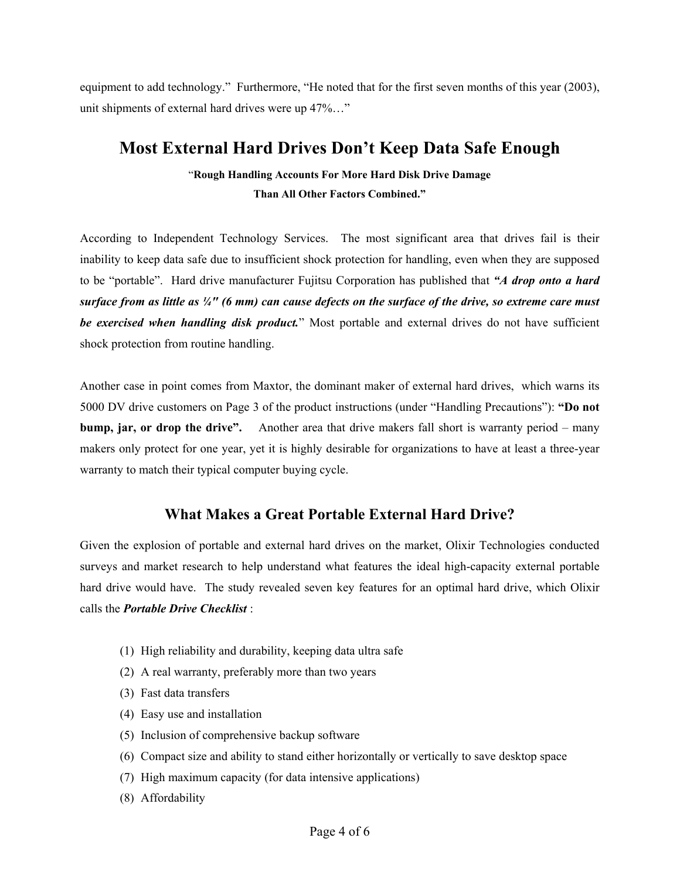equipment to add technology." Furthermore, "He noted that for the first seven months of this year (2003), unit shipments of external hard drives were up 47%…"

## Most External Hard Drives Don't Keep Data Safe Enough

"**Rough Handling Accounts For More Hard Disk Drive Damage Than All Other Factors Combined."**

According to Independent Technology Services. The most significant area that drives fail is their inability to keep data safe due to insufficient shock protection for handling, even when they are supposed to be "portable". Hard drive manufacturer Fujitsu Corporation has published that ***"A drop onto a hard surface from as little as ¼" (6 mm) can cause defects on the surface of the drive, so extreme care must be exercised when handling disk product.*** " Most portable and external drives do not have sufficient shock protection from routine handling.

Another case in point comes from Maxtor, the dominant maker of external hard drives, which warns its 5000 DV drive customers on Page 3 of the product instructions (under "Handling Precautions"): **"Do not bump, jar, or drop the drive".** Another area that drive makers fall short is warranty period – many makers only protect for one year, yet it is highly desirable for organizations to have at least a three-year warranty to match their typical computer buying cycle.

### What Makes a Great Portable External Hard Drive?

Given the explosion of portable and external hard drives on the market, Olixir Technologies conducted surveys and market research to help understand what features the ideal high-capacity external portable hard drive would have. The study revealed seven key features for an optimal hard drive, which Olixir calls the ***Portable Drive Checklist*** :

(1) High reliability and durability, keeping data ultra safe
(2) A real warranty, preferably more than two years
(3) Fast data transfers
(4) Easy use and installation
(5) Inclusion of comprehensive backup software
(6) Compact size and ability to stand either horizontally or vertically to save desktop space
(7) High maximum capacity (for data intensive applications)
(8) Affordability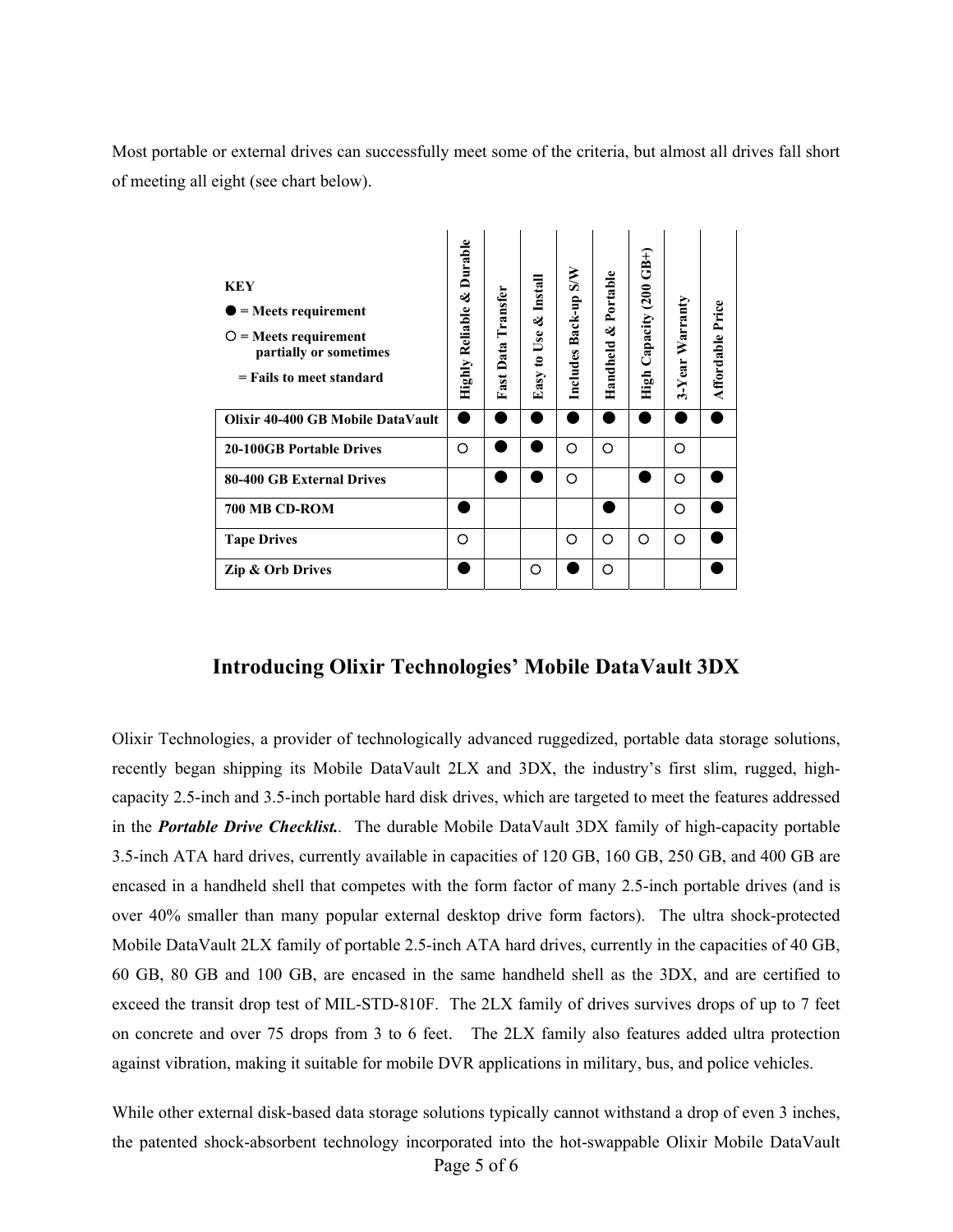Most portable or external drives can successfully meet some of the criteria, but almost all drives fall short of meeting all eight (see chart below).

**KEY**
● = Meets requirement
○ = Meets requirement partially or sometimes
 = Fails to meet standard

| | Highly Reliable & Durable | Fast Data Transfer | Easy to Use & Install | Includes Back-up S/W | Handheld & Portable | High Capacity (200 GB+) | 3-Year Warranty | Affordable Price |
|---|---|---|---|---|---|---|---|---|
| **Olixir 40-400 GB Mobile DataVault** | ● | ● | ● | ● | ● | ● | ● | ● |
| **20-100GB Portable Drives** | ○ | ● | ● | ○ | ○ | | ○ | |
| **80-400 GB External Drives** | | ● | ● | ○ | | ● | ○ | ● |
| **700 MB CD-ROM** | ● | | | | ● | | ○ | ● |
| **Tape Drives** | ○ | | | ○ | ○ | ○ | ○ | ● |
| **Zip & Orb Drives** | ● | | ○ | ● | ○ | | | ● |

## Introducing Olixir Technologies' Mobile DataVault 3DX

Olixir Technologies, a provider of technologically advanced ruggedized, portable data storage solutions, recently began shipping its Mobile DataVault 2LX and 3DX, the industry's first slim, rugged, high-capacity 2.5-inch and 3.5-inch portable hard disk drives, which are targeted to meet the features addressed in the ***Portable Drive Checklist.***. The durable Mobile DataVault 3DX family of high-capacity portable 3.5-inch ATA hard drives, currently available in capacities of 120 GB, 160 GB, 250 GB, and 400 GB are encased in a handheld shell that competes with the form factor of many 2.5-inch portable drives (and is over 40% smaller than many popular external desktop drive form factors). The ultra shock-protected Mobile DataVault 2LX family of portable 2.5-inch ATA hard drives, currently in the capacities of 40 GB, 60 GB, 80 GB and 100 GB, are encased in the same handheld shell as the 3DX, and are certified to exceed the transit drop test of MIL-STD-810F. The 2LX family of drives survives drops of up to 7 feet on concrete and over 75 drops from 3 to 6 feet. The 2LX family also features added ultra protection against vibration, making it suitable for mobile DVR applications in military, bus, and police vehicles.

While other external disk-based data storage solutions typically cannot withstand a drop of even 3 inches, the patented shock-absorbent technology incorporated into the hot-swappable Olixir Mobile DataVault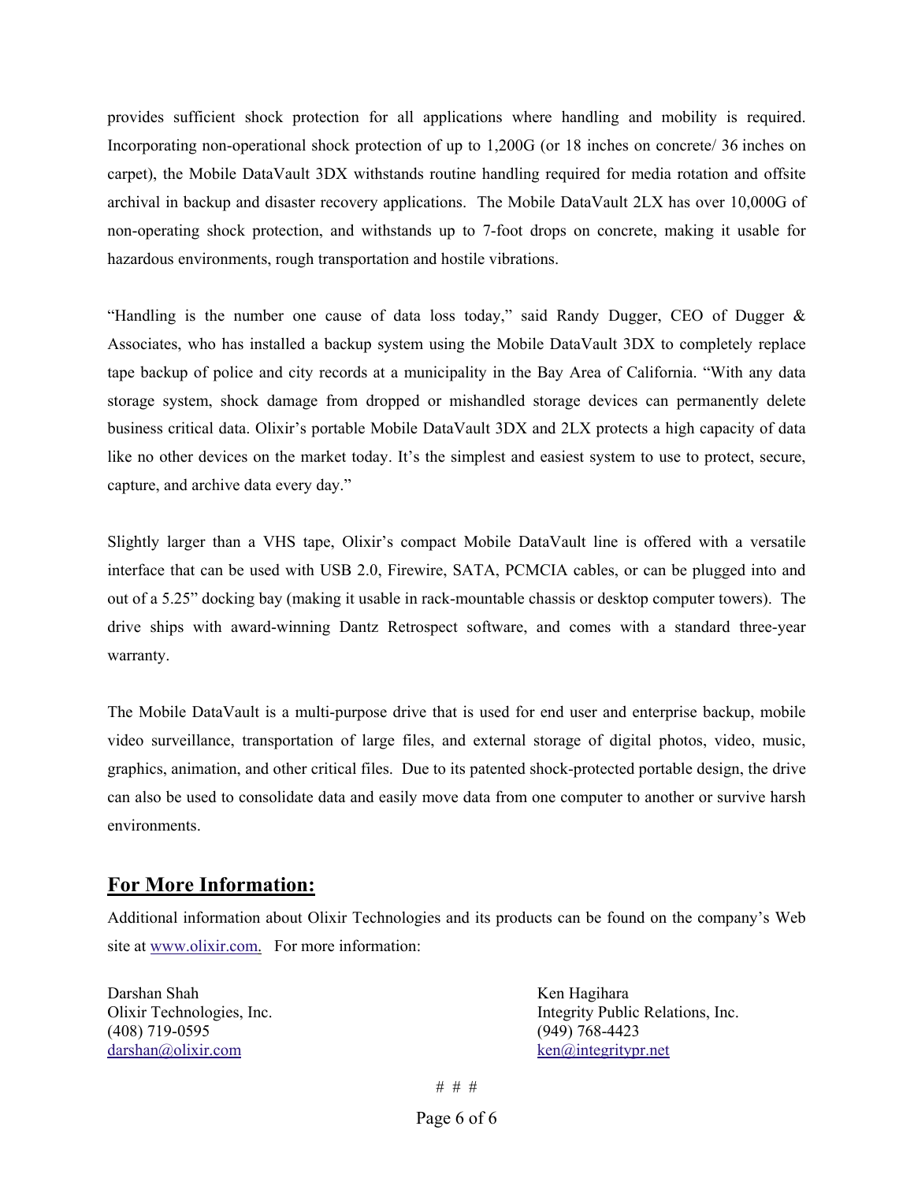provides sufficient shock protection for all applications where handling and mobility is required. Incorporating non-operational shock protection of up to 1,200G (or 18 inches on concrete/ 36 inches on carpet), the Mobile DataVault 3DX withstands routine handling required for media rotation and offsite archival in backup and disaster recovery applications. The Mobile DataVault 2LX has over 10,000G of non-operating shock protection, and withstands up to 7-foot drops on concrete, making it usable for hazardous environments, rough transportation and hostile vibrations.

"Handling is the number one cause of data loss today," said Randy Dugger, CEO of Dugger & Associates, who has installed a backup system using the Mobile DataVault 3DX to completely replace tape backup of police and city records at a municipality in the Bay Area of California. "With any data storage system, shock damage from dropped or mishandled storage devices can permanently delete business critical data. Olixir's portable Mobile DataVault 3DX and 2LX protects a high capacity of data like no other devices on the market today. It's the simplest and easiest system to use to protect, secure, capture, and archive data every day."

Slightly larger than a VHS tape, Olixir's compact Mobile DataVault line is offered with a versatile interface that can be used with USB 2.0, Firewire, SATA, PCMCIA cables, or can be plugged into and out of a 5.25" docking bay (making it usable in rack-mountable chassis or desktop computer towers). The drive ships with award-winning Dantz Retrospect software, and comes with a standard three-year warranty.

The Mobile DataVault is a multi-purpose drive that is used for end user and enterprise backup, mobile video surveillance, transportation of large files, and external storage of digital photos, video, music, graphics, animation, and other critical files. Due to its patented shock-protected portable design, the drive can also be used to consolidate data and easily move data from one computer to another or survive harsh environments.

## For More Information:

Additional information about Olixir Technologies and its products can be found on the company's Web site at www.olixir.com. For more information:

Darshan Shah
Olixir Technologies, Inc.
(408) 719-0595
darshan@olixir.com

Ken Hagihara
Integrity Public Relations, Inc.
(949) 768-4423
ken@integritypr.net

# # #